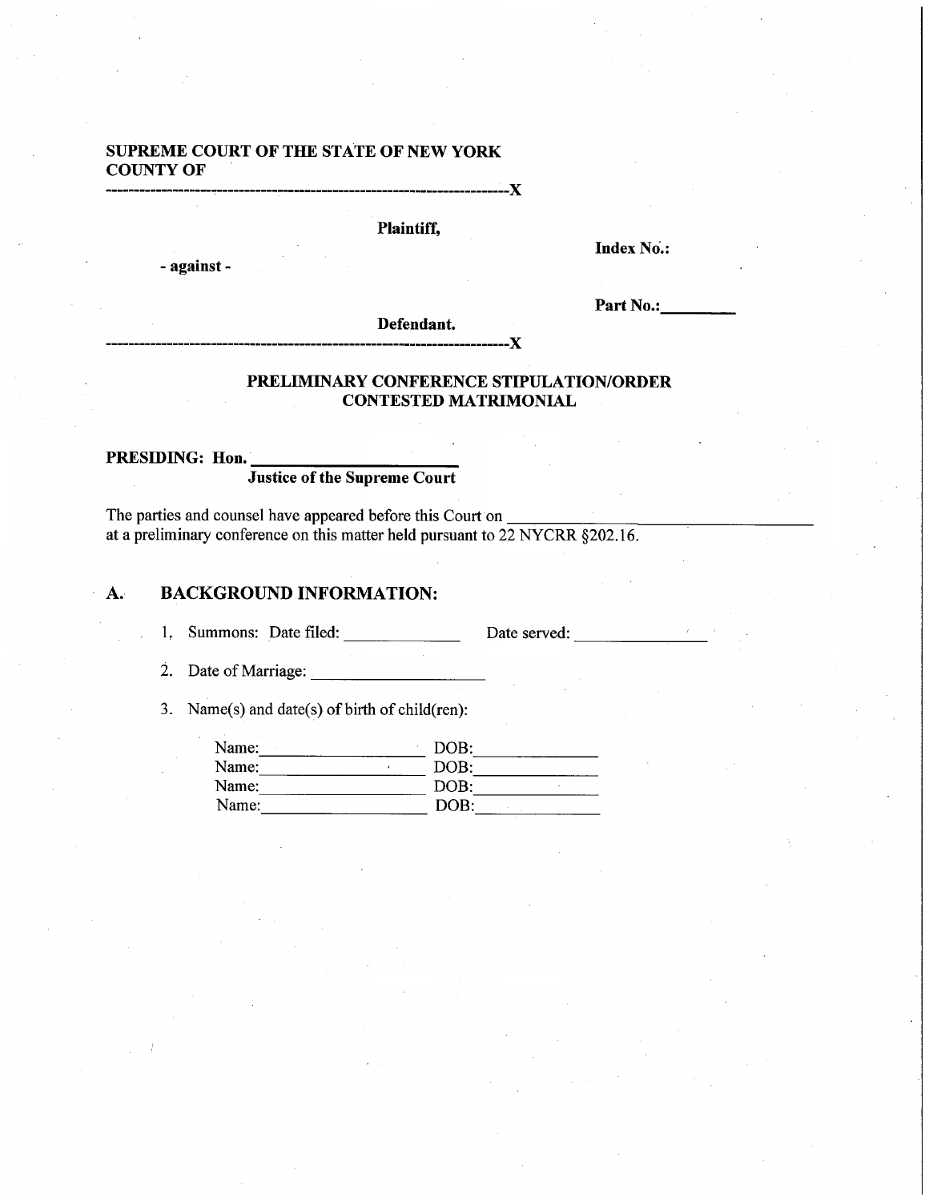**SUPREME COURT OF THE STATE OF NEW YORK**
**COUNTY OF**

---------------------------------------------------------------------------X

**Plaintiff,**

**Index No.:**

**- against -**

**Part No.:**\_\_\_\_\_\_\_\_\_

**Defendant.**

---------------------------------------------------------------------------X

## PRELIMINARY CONFERENCE STIPULATION/ORDER CONTESTED MATRIMONIAL

**PRESIDING: Hon.** \_\_\_\_\_\_\_\_\_\_\_\_\_\_\_\_\_\_\_\_\_\_\_\_
**Justice of the Supreme Court**

The parties and counsel have appeared before this Court on \_\_\_\_\_\_\_\_\_\_\_\_\_\_\_\_\_\_\_\_\_\_\_\_\_\_\_\_\_\_\_\_\_\_\_\_\_\_\_\_
at a preliminary conference on this matter held pursuant to 22 NYCRR §202.16.

## A. BACKGROUND INFORMATION:

1. Summons: Date filed: \_\_\_\_\_\_\_\_\_\_\_\_\_\_ Date served: \_\_\_\_\_\_\_\_\_\_\_\_\_\_\_

2. Date of Marriage: \_\_\_\_\_\_\_\_\_\_\_\_\_\_\_\_\_\_\_\_

3. Name(s) and date(s) of birth of child(ren):

   Name:\_\_\_\_\_\_\_\_\_\_\_\_\_\_\_\_\_\_\_\_ DOB:\_\_\_\_\_\_\_\_\_\_\_\_\_\_
   Name:\_\_\_\_\_\_\_\_\_\_\_\_\_\_\_\_\_\_\_\_ DOB:\_\_\_\_\_\_\_\_\_\_\_\_\_\_
   Name:\_\_\_\_\_\_\_\_\_\_\_\_\_\_\_\_\_\_\_\_ DOB:\_\_\_\_\_\_\_\_\_\_\_\_\_\_
   Name:\_\_\_\_\_\_\_\_\_\_\_\_\_\_\_\_\_\_\_\_ DOB:\_\_\_\_\_\_\_\_\_\_\_\_\_\_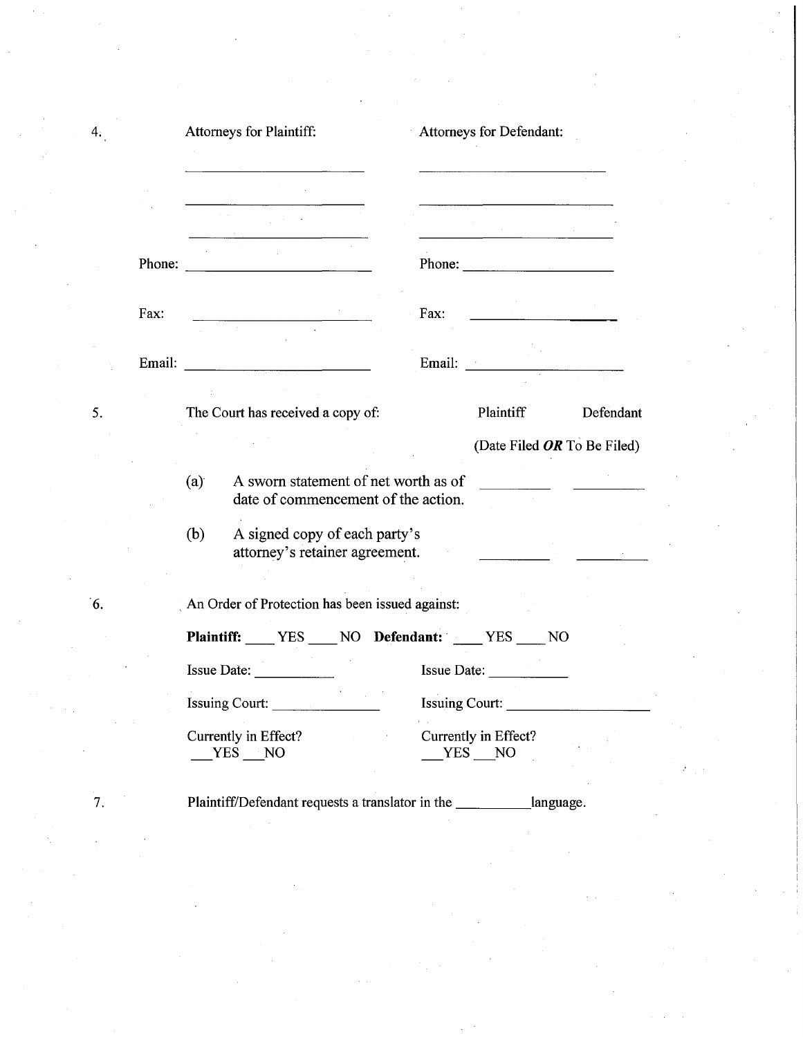4. Attorneys for Plaintiff: Attorneys for Defendant:

| Attorneys for Plaintiff: | Attorneys for Defendant: |
|---|---|
| ______________________ | ______________________ |
| ______________________ | ______________________ |
| ______________________ | ______________________ |
| Phone: ______________________ | Phone: ______________________ |
| Fax: ______________________ | Fax: ______________________ |
| Email: ______________________ | Email: ______________________ |

5. The Court has received a copy of:

| | Plaintiff | Defendant |
|---|---|---|
| | (Date Filed ***OR*** To Be Filed) | |
| (a) A sworn statement of net worth as of date of commencement of the action. | __________ | __________ |
| (b) A signed copy of each party's attorney's retainer agreement. | __________ | __________ |

6. An Order of Protection has been issued against:

**Plaintiff:** ____ YES ____ NO **Defendant:** ____ YES ____ NO

| | |
|---|---|
| Issue Date: ___________ | Issue Date: ___________ |
| Issuing Court: _______________ | Issuing Court: ____________________ |
| Currently in Effect? ___YES ___NO | Currently in Effect? ___YES ___NO |

7. Plaintiff/Defendant requests a translator in the __________language.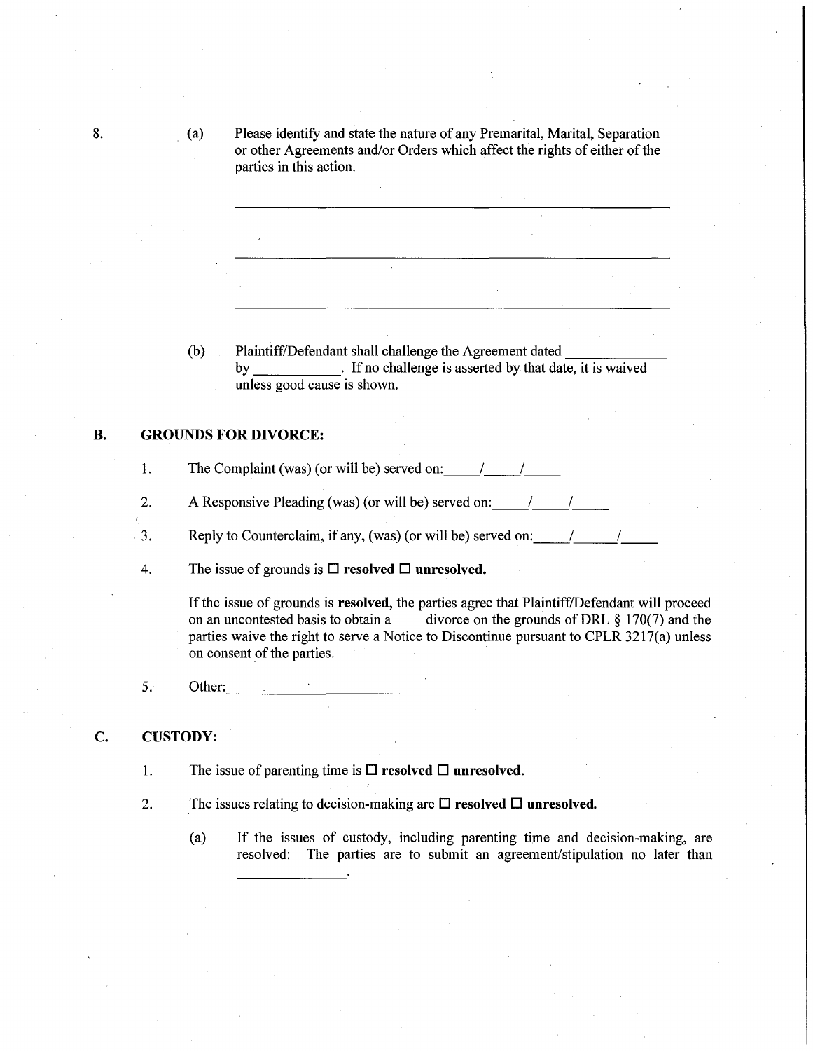8. (a) Please identify and state the nature of any Premarital, Marital, Separation or other Agreements and/or Orders which affect the rights of either of the parties in this action.

______________________________________________________

______________________________________________________

______________________________________________________

(b) Plaintiff/Defendant shall challenge the Agreement dated ____________ by ___________. If no challenge is asserted by that date, it is waived unless good cause is shown.

## B. GROUNDS FOR DIVORCE:

1. The Complaint (was) (or will be) served on: \_\_\_\_/\_\_\_\_/\_\_\_\_

2. A Responsive Pleading (was) (or will be) served on: \_\_\_\_/\_\_\_\_/\_\_\_\_

3. Reply to Counterclaim, if any, (was) (or will be) served on: \_\_\_\_/\_\_\_\_/\_\_\_\_

4. The issue of grounds is ☐ **resolved** ☐ **unresolved.**

   If the issue of grounds is **resolved**, the parties agree that Plaintiff/Defendant will proceed on an uncontested basis to obtain a divorce on the grounds of DRL § 170(7) and the parties waive the right to serve a Notice to Discontinue pursuant to CPLR 3217(a) unless on consent of the parties.

5. Other: ____________________

## C. CUSTODY:

1. The issue of parenting time is ☐ **resolved** ☐ **unresolved.**

2. The issues relating to decision-making are ☐ **resolved** ☐ **unresolved.**

   (a) If the issues of custody, including parenting time and decision-making, are resolved: The parties are to submit an agreement/stipulation no later than ______________.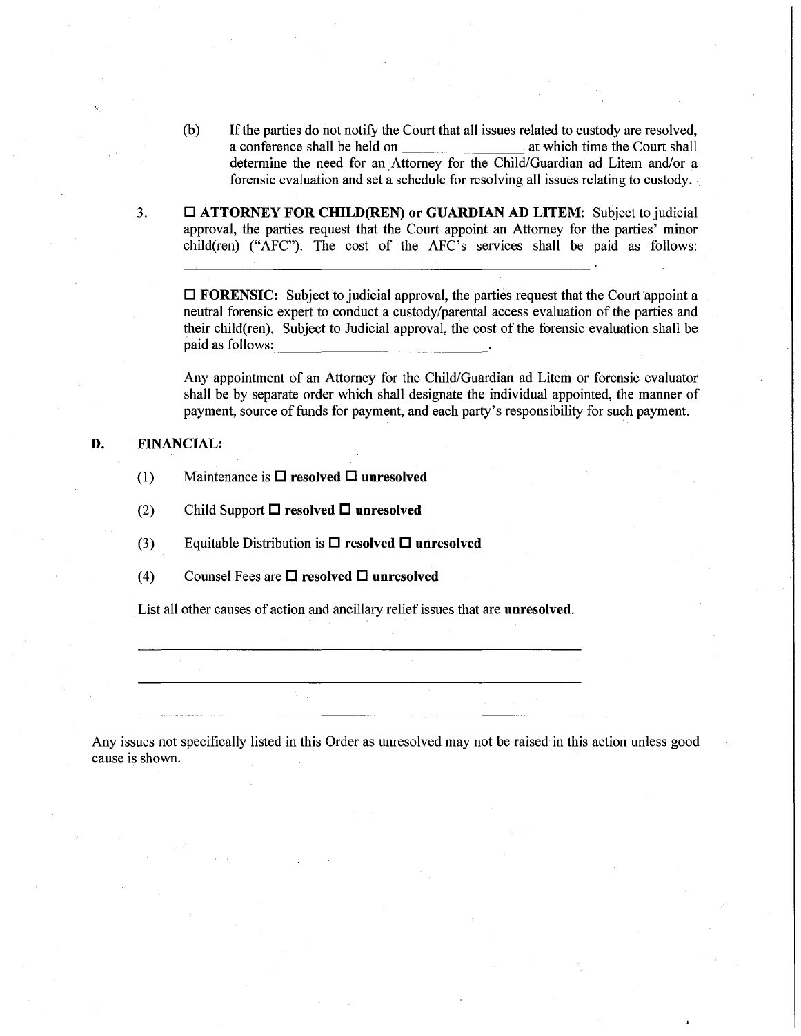(b) If the parties do not notify the Court that all issues related to custody are resolved, a conference shall be held on ________________ at which time the Court shall determine the need for an Attorney for the Child/Guardian ad Litem and/or a forensic evaluation and set a schedule for resolving all issues relating to custody.

3. ☐ **ATTORNEY FOR CHILD(REN) or GUARDIAN AD LITEM**: Subject to judicial approval, the parties request that the Court appoint an Attorney for the parties' minor child(ren) ("AFC"). The cost of the AFC's services shall be paid as follows: ____________________________________________________________.

☐ **FORENSIC:** Subject to judicial approval, the parties request that the Court appoint a neutral forensic expert to conduct a custody/parental access evaluation of the parties and their child(ren). Subject to Judicial approval, the cost of the forensic evaluation shall be paid as follows: ______________________________.

Any appointment of an Attorney for the Child/Guardian ad Litem or forensic evaluator shall be by separate order which shall designate the individual appointed, the manner of payment, source of funds for payment, and each party's responsibility for such payment.

**D. FINANCIAL:**

(1) Maintenance is ☐ **resolved** ☐ **unresolved**

(2) Child Support ☐ **resolved** ☐ **unresolved**

(3) Equitable Distribution is ☐ **resolved** ☐ **unresolved**

(4) Counsel Fees are ☐ **resolved** ☐ **unresolved**

List all other causes of action and ancillary relief issues that are **unresolved**.

______________________________________________________________

______________________________________________________________

______________________________________________________________

Any issues not specifically listed in this Order as unresolved may not be raised in this action unless good cause is shown.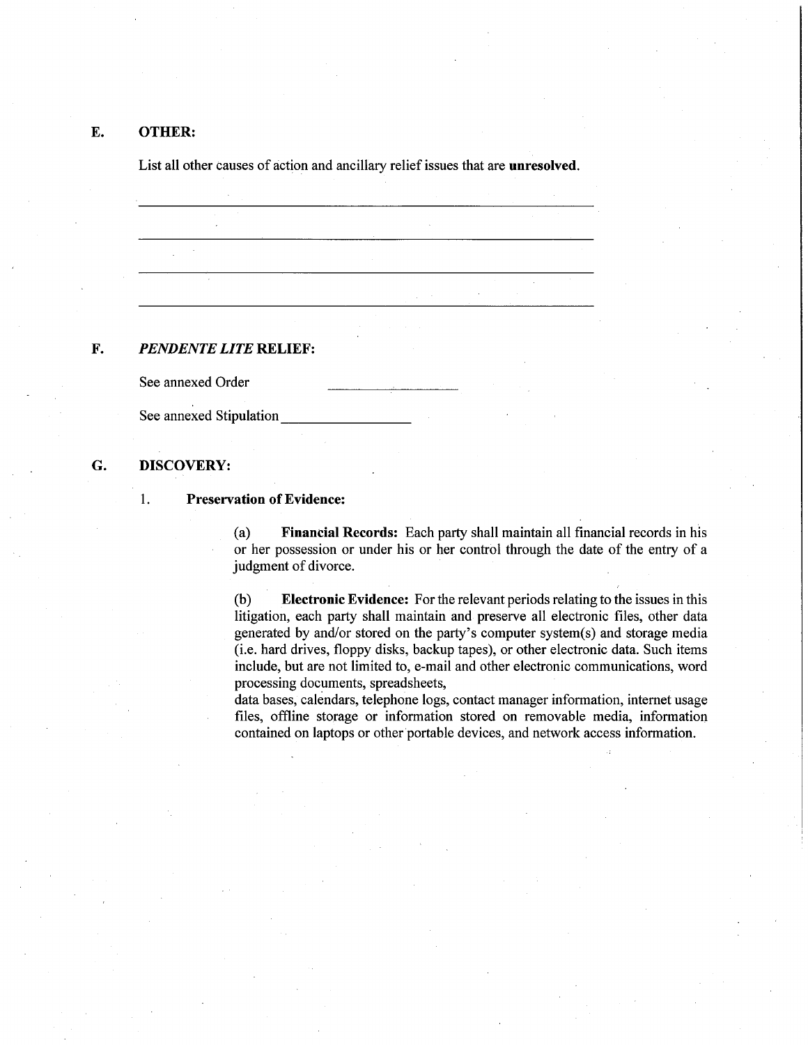## E. OTHER:

List all other causes of action and ancillary relief issues that are **unresolved**.

\_\_\_\_\_\_\_\_\_\_\_\_\_\_\_\_\_\_\_\_\_\_\_\_\_\_\_\_\_\_\_\_\_\_\_\_\_\_\_\_\_\_\_\_\_\_\_\_\_\_\_\_\_\_\_\_\_\_\_\_

\_\_\_\_\_\_\_\_\_\_\_\_\_\_\_\_\_\_\_\_\_\_\_\_\_\_\_\_\_\_\_\_\_\_\_\_\_\_\_\_\_\_\_\_\_\_\_\_\_\_\_\_\_\_\_\_\_\_\_\_

\_\_\_\_\_\_\_\_\_\_\_\_\_\_\_\_\_\_\_\_\_\_\_\_\_\_\_\_\_\_\_\_\_\_\_\_\_\_\_\_\_\_\_\_\_\_\_\_\_\_\_\_\_\_\_\_\_\_\_\_

\_\_\_\_\_\_\_\_\_\_\_\_\_\_\_\_\_\_\_\_\_\_\_\_\_\_\_\_\_\_\_\_\_\_\_\_\_\_\_\_\_\_\_\_\_\_\_\_\_\_\_\_\_\_\_\_\_\_\_\_

## F. *PENDENTE LITE* RELIEF:

See annexed Order \_\_\_\_\_\_\_\_\_\_\_\_\_\_\_\_\_\_

See annexed Stipulation \_\_\_\_\_\_\_\_\_\_\_\_\_\_\_\_\_\_

## G. DISCOVERY:

1. **Preservation of Evidence:**

(a) **Financial Records:** Each party shall maintain all financial records in his or her possession or under his or her control through the date of the entry of a judgment of divorce.

(b) **Electronic Evidence:** For the relevant periods relating to the issues in this litigation, each party shall maintain and preserve all electronic files, other data generated by and/or stored on the party's computer system(s) and storage media (i.e. hard drives, floppy disks, backup tapes), or other electronic data. Such items include, but are not limited to, e-mail and other electronic communications, word processing documents, spreadsheets, data bases, calendars, telephone logs, contact manager information, internet usage files, offline storage or information stored on removable media, information contained on laptops or other portable devices, and network access information.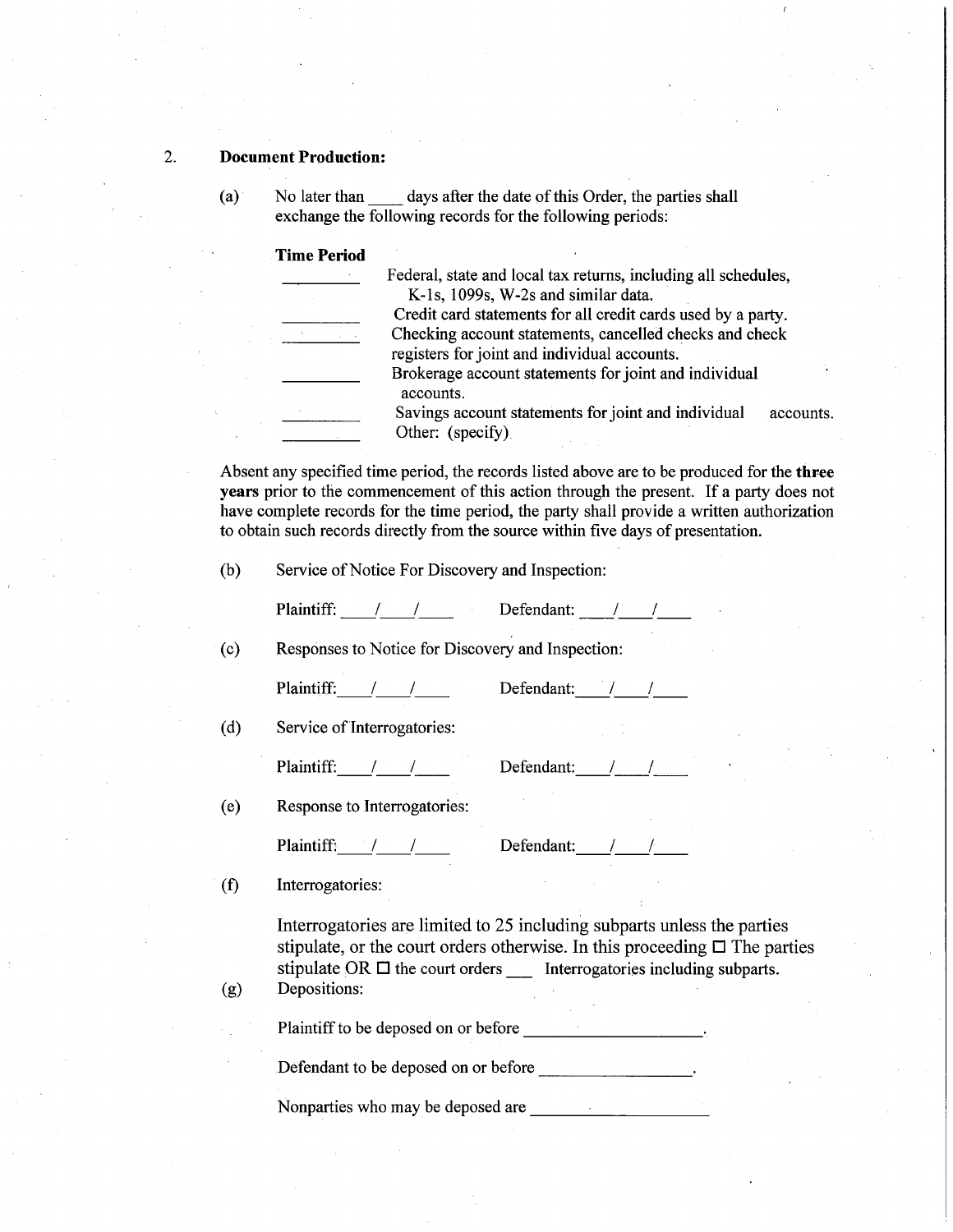2. **Document Production:**

(a) No later than ____ days after the date of this Order, the parties shall exchange the following records for the following periods:

| **Time Period** | |
|---|---|
| ________ | Federal, state and local tax returns, including all schedules, K-1s, 1099s, W-2s and similar data. |
| ________ | Credit card statements for all credit cards used by a party. |
| ________ | Checking account statements, cancelled checks and check registers for joint and individual accounts. |
| ________ | Brokerage account statements for joint and individual accounts. |
| ________ | Savings account statements for joint and individual accounts. |
| ________ | Other: (specify). |

Absent any specified time period, the records listed above are to be produced for the **three years** prior to the commencement of this action through the present. If a party does not have complete records for the time period, the party shall provide a written authorization to obtain such records directly from the source within five days of presentation.

(b) Service of Notice For Discovery and Inspection:

Plaintiff: ____/____/____ Defendant: ____/____/____

(c) Responses to Notice for Discovery and Inspection:

Plaintiff: ____/____/____ Defendant: ____/____/____

(d) Service of Interrogatories:

Plaintiff: ____/____/____ Defendant: ____/____/____

(e) Response to Interrogatories:

Plaintiff: ____/____/____ Defendant: ____/____/____

(f) Interrogatories:

Interrogatories are limited to 25 including subparts unless the parties stipulate, or the court orders otherwise. In this proceeding ☐ The parties stipulate OR ☐ the court orders ___ Interrogatories including subparts.

(g) Depositions:

Plaintiff to be deposed on or before ____________________.

Defendant to be deposed on or before __________________.

Nonparties who may be deposed are ____________________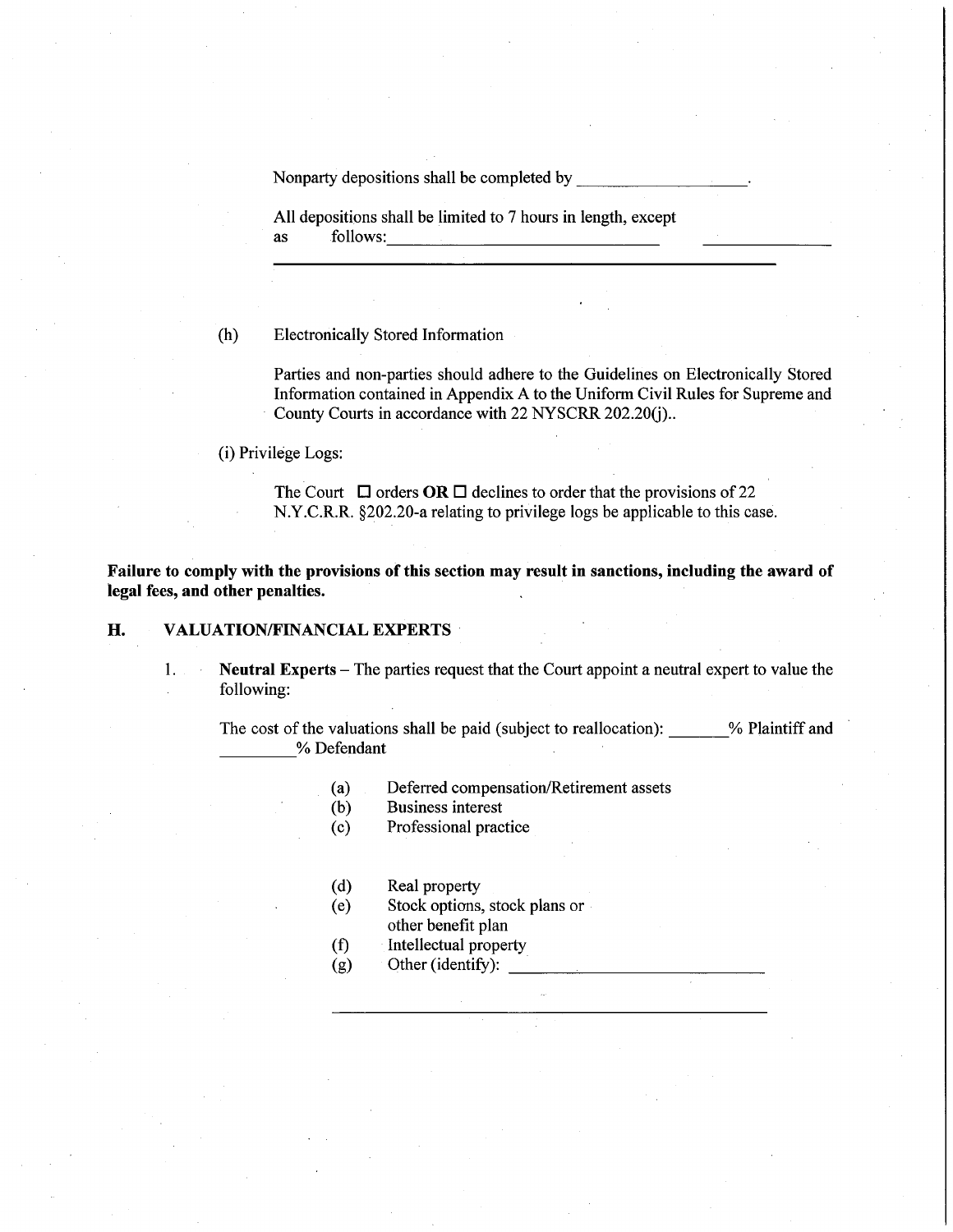Nonparty depositions shall be completed by ___________________.

All depositions shall be limited to 7 hours in length, except as follows: _______________________________ _______________

_______________________________________________________________

(h) Electronically Stored Information

Parties and non-parties should adhere to the Guidelines on Electronically Stored Information contained in Appendix A to the Uniform Civil Rules for Supreme and County Courts in accordance with 22 NYSCRR 202.20(j)..

(i) Privilege Logs:

The Court ☐ orders **OR** ☐ declines to order that the provisions of 22 N.Y.C.R.R. §202.20-a relating to privilege logs be applicable to this case.

**Failure to comply with the provisions of this section may result in sanctions, including the award of legal fees, and other penalties.**

## H. VALUATION/FINANCIAL EXPERTS

1. **Neutral Experts** – The parties request that the Court appoint a neutral expert to value the following:

   The cost of the valuations shall be paid (subject to reallocation): _______% Plaintiff and _________% Defendant

   (a) Deferred compensation/Retirement assets
   (b) Business interest
   (c) Professional practice

   (d) Real property
   (e) Stock options, stock plans or other benefit plan
   (f) Intellectual property
   (g) Other (identify): ______________________________

   _______________________________________________________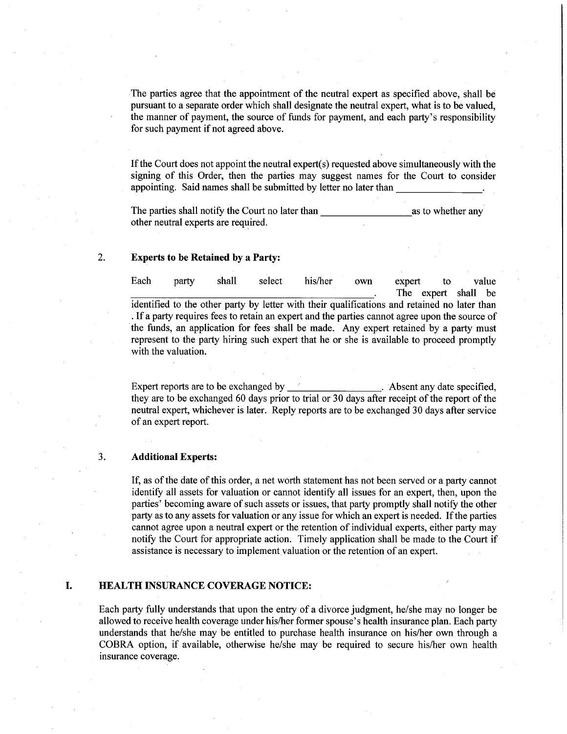The parties agree that the appointment of the neutral expert as specified above, shall be pursuant to a separate order which shall designate the neutral expert, what is to be valued, the manner of payment, the source of funds for payment, and each party's responsibility for such payment if not agreed above.

If the Court does not appoint the neutral expert(s) requested above simultaneously with the signing of this Order, then the parties may suggest names for the Court to consider appointing. Said names shall be submitted by letter no later than ________________.

The parties shall notify the Court no later than ________________ as to whether any other neutral experts are required.

2. **Experts to be Retained by a Party:**

Each party shall select his/her own expert to value ______________________________________________. The expert shall be identified to the other party by letter with their qualifications and retained no later than . If a party requires fees to retain an expert and the parties cannot agree upon the source of the funds, an application for fees shall be made. Any expert retained by a party must represent to the party hiring such expert that he or she is available to proceed promptly with the valuation.

Expert reports are to be exchanged by ________________. Absent any date specified, they are to be exchanged 60 days prior to trial or 30 days after receipt of the report of the neutral expert, whichever is later. Reply reports are to be exchanged 30 days after service of an expert report.

3. **Additional Experts:**

If, as of the date of this order, a net worth statement has not been served or a party cannot identify all assets for valuation or cannot identify all issues for an expert, then, upon the parties' becoming aware of such assets or issues, that party promptly shall notify the other party as to any assets for valuation or any issue for which an expert is needed. If the parties cannot agree upon a neutral expert or the retention of individual experts, either party may notify the Court for appropriate action. Timely application shall be made to the Court if assistance is necessary to implement valuation or the retention of an expert.

## I. HEALTH INSURANCE COVERAGE NOTICE:

Each party fully understands that upon the entry of a divorce judgment, he/she may no longer be allowed to receive health coverage under his/her former spouse's health insurance plan. Each party understands that he/she may be entitled to purchase health insurance on his/her own through a COBRA option, if available, otherwise he/she may be required to secure his/her own health insurance coverage.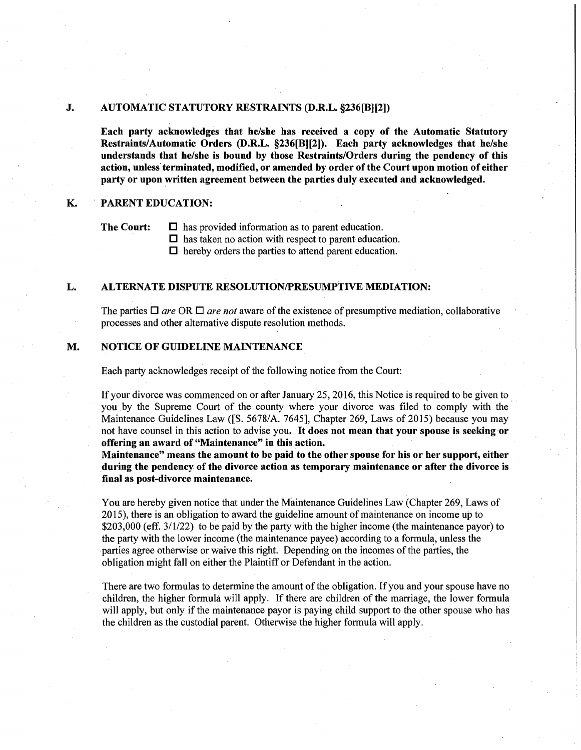## J. AUTOMATIC STATUTORY RESTRAINTS (D.R.L. §236[B][2])

**Each party acknowledges that he/she has received a copy of the Automatic Statutory Restraints/Automatic Orders (D.R.L. §236[B][2]). Each party acknowledges that he/she understands that he/she is bound by those Restraints/Orders during the pendency of this action, unless terminated, modified, or amended by order of the Court upon motion of either party or upon written agreement between the parties duly executed and acknowledged.**

## K. PARENT EDUCATION:

**The Court:**

- ☐ has provided information as to parent education.
- ☐ has taken no action with respect to parent education.
- ☐ hereby orders the parties to attend parent education.

## L. ALTERNATE DISPUTE RESOLUTION/PRESUMPTIVE MEDIATION:

The parties ☐ *are* OR ☐ *are not* aware of the existence of presumptive mediation, collaborative processes and other alternative dispute resolution methods.

## M. NOTICE OF GUIDELINE MAINTENANCE

Each party acknowledges receipt of the following notice from the Court:

If your divorce was commenced on or after January 25, 2016, this Notice is required to be given to you by the Supreme Court of the county where your divorce was filed to comply with the Maintenance Guidelines Law ([S. 5678/A. 7645], Chapter 269, Laws of 2015) because you may not have counsel in this action to advise you. **It does not mean that your spouse is seeking or offering an award of "Maintenance" in this action.**

**Maintenance" means the amount to be paid to the other spouse for his or her support, either during the pendency of the divorce action as temporary maintenance or after the divorce is final as post-divorce maintenance.**

You are hereby given notice that under the Maintenance Guidelines Law (Chapter 269, Laws of 2015), there is an obligation to award the guideline amount of maintenance on income up to $203,000 (eff. 3/1/22) to be paid by the party with the higher income (the maintenance payor) to the party with the lower income (the maintenance payee) according to a formula, unless the parties agree otherwise or waive this right. Depending on the incomes of the parties, the obligation might fall on either the Plaintiff or Defendant in the action.

There are two formulas to determine the amount of the obligation. If you and your spouse have no children, the higher formula will apply. If there are children of the marriage, the lower formula will apply, but only if the maintenance payor is paying child support to the other spouse who has the children as the custodial parent. Otherwise the higher formula will apply.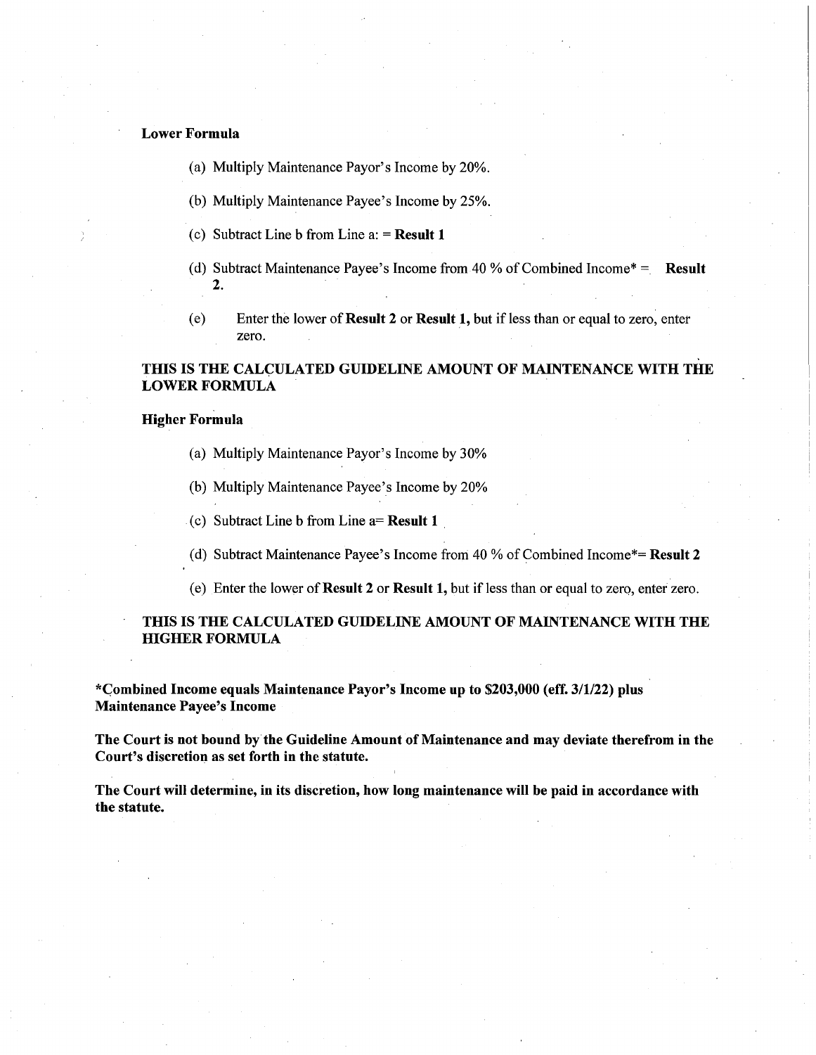**Lower Formula**

(a) Multiply Maintenance Payor's Income by 20%.

(b) Multiply Maintenance Payee's Income by 25%.

(c) Subtract Line b from Line a: = **Result 1**

(d) Subtract Maintenance Payee's Income from 40 % of Combined Income* = **Result 2.**

(e) Enter the lower of **Result 2** or **Result 1,** but if less than or equal to zero, enter zero.

**THIS IS THE CALCULATED GUIDELINE AMOUNT OF MAINTENANCE WITH THE LOWER FORMULA**

**Higher Formula**

(a) Multiply Maintenance Payor's Income by 30%

(b) Multiply Maintenance Payee's Income by 20%

(c) Subtract Line b from Line a= **Result 1**

(d) Subtract Maintenance Payee's Income from 40 % of Combined Income*= **Result 2**

(e) Enter the lower of **Result 2** or **Result 1,** but if less than or equal to zero, enter zero.

**THIS IS THE CALCULATED GUIDELINE AMOUNT OF MAINTENANCE WITH THE HIGHER FORMULA**

**\*Combined Income equals Maintenance Payor's Income up to $203,000 (eff. 3/1/22) plus Maintenance Payee's Income**

**The Court is not bound by the Guideline Amount of Maintenance and may deviate therefrom in the Court's discretion as set forth in the statute.**

**The Court will determine, in its discretion, how long maintenance will be paid in accordance with the statute.**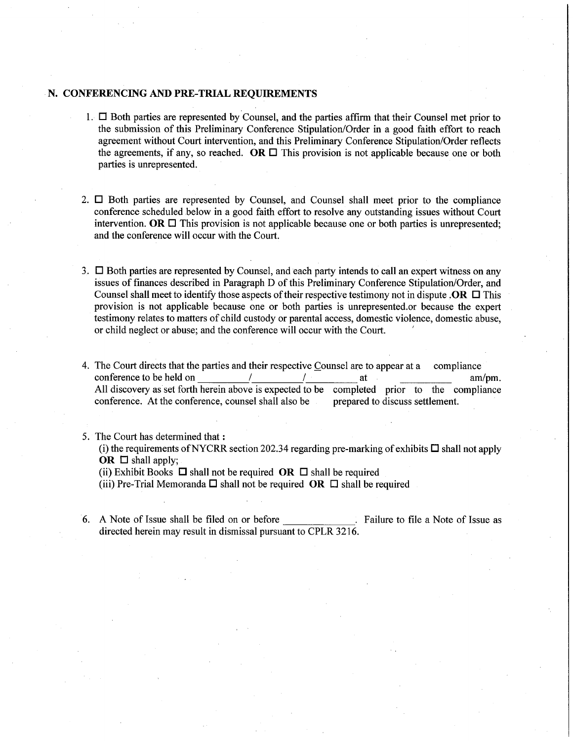## N. CONFERENCING AND PRE-TRIAL REQUIREMENTS

1. ☐ Both parties are represented by Counsel, and the parties affirm that their Counsel met prior to the submission of this Preliminary Conference Stipulation/Order in a good faith effort to reach agreement without Court intervention, and this Preliminary Conference Stipulation/Order reflects the agreements, if any, so reached. **OR** ☐ This provision is not applicable because one or both parties is unrepresented.

2. ☐ Both parties are represented by Counsel, and Counsel shall meet prior to the compliance conference scheduled below in a good faith effort to resolve any outstanding issues without Court intervention. **OR** ☐ This provision is not applicable because one or both parties is unrepresented; and the conference will occur with the Court.

3. ☐ Both parties are represented by Counsel, and each party intends to call an expert witness on any issues of finances described in Paragraph D of this Preliminary Conference Stipulation/Order, and Counsel shall meet to identify those aspects of their respective testimony not in dispute .**OR** ☐ This provision is not applicable because one or both parties is unrepresented.or because the expert testimony relates to matters of child custody or parental access, domestic violence, domestic abuse, or child neglect or abuse; and the conference will occur with the Court.

4. The Court directs that the parties and their respective Counsel are to appear at a compliance conference to be held on _________/_________/_________ at _________ am/pm. All discovery as set forth herein above is expected to be completed prior to the compliance conference. At the conference, counsel shall also be prepared to discuss settlement.

5. The Court has determined that :
   (i) the requirements of NYCRR section 202.34 regarding pre-marking of exhibits ☐ shall not apply **OR** ☐ shall apply;
   (ii) Exhibit Books ☐ shall not be required **OR** ☐ shall be required
   (iii) Pre-Trial Memoranda ☐ shall not be required **OR** ☐ shall be required

6. A Note of Issue shall be filed on or before _____________. Failure to file a Note of Issue as directed herein may result in dismissal pursuant to CPLR 3216.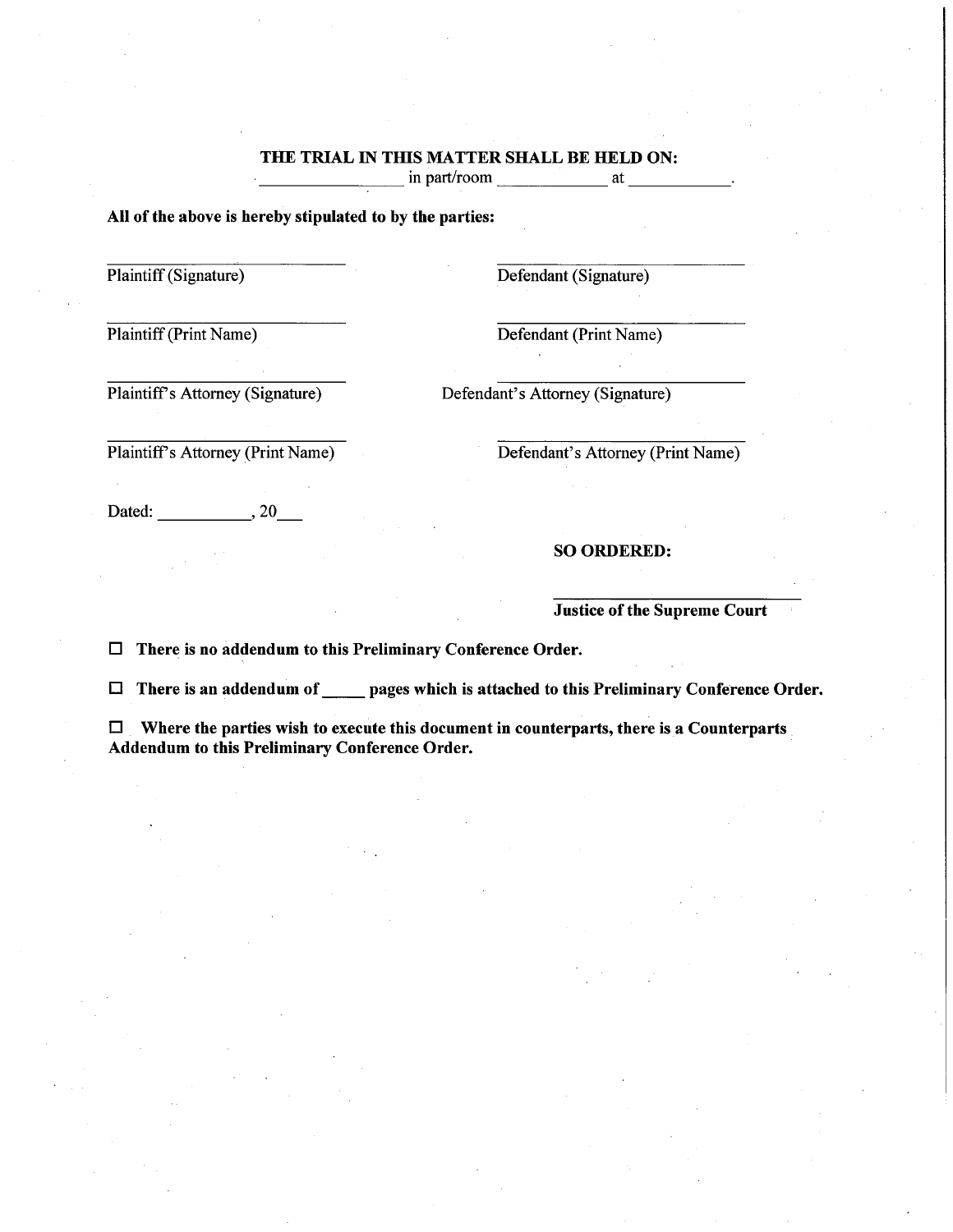**THE TRIAL IN THIS MATTER SHALL BE HELD ON:**
________________ in part/room ____________ at ___________.

**All of the above is hereby stipulated to by the parties:**

______________________________
Plaintiff (Signature)

______________________________
Plaintiff (Print Name)

______________________________
Plaintiff's Attorney (Signature)

______________________________
Plaintiff's Attorney (Print Name)

______________________________
Defendant (Signature)

______________________________
Defendant (Print Name)

______________________________
Defendant's Attorney (Signature)

______________________________
Defendant's Attorney (Print Name)

Dated: __________, 20___

**SO ORDERED:**

______________________________
**Justice of the Supreme Court**

☐ **There is no addendum to this Preliminary Conference Order.**

☐ **There is an addendum of _____ pages which is attached to this Preliminary Conference Order.**

☐ **Where the parties wish to execute this document in counterparts, there is a Counterparts Addendum to this Preliminary Conference Order.**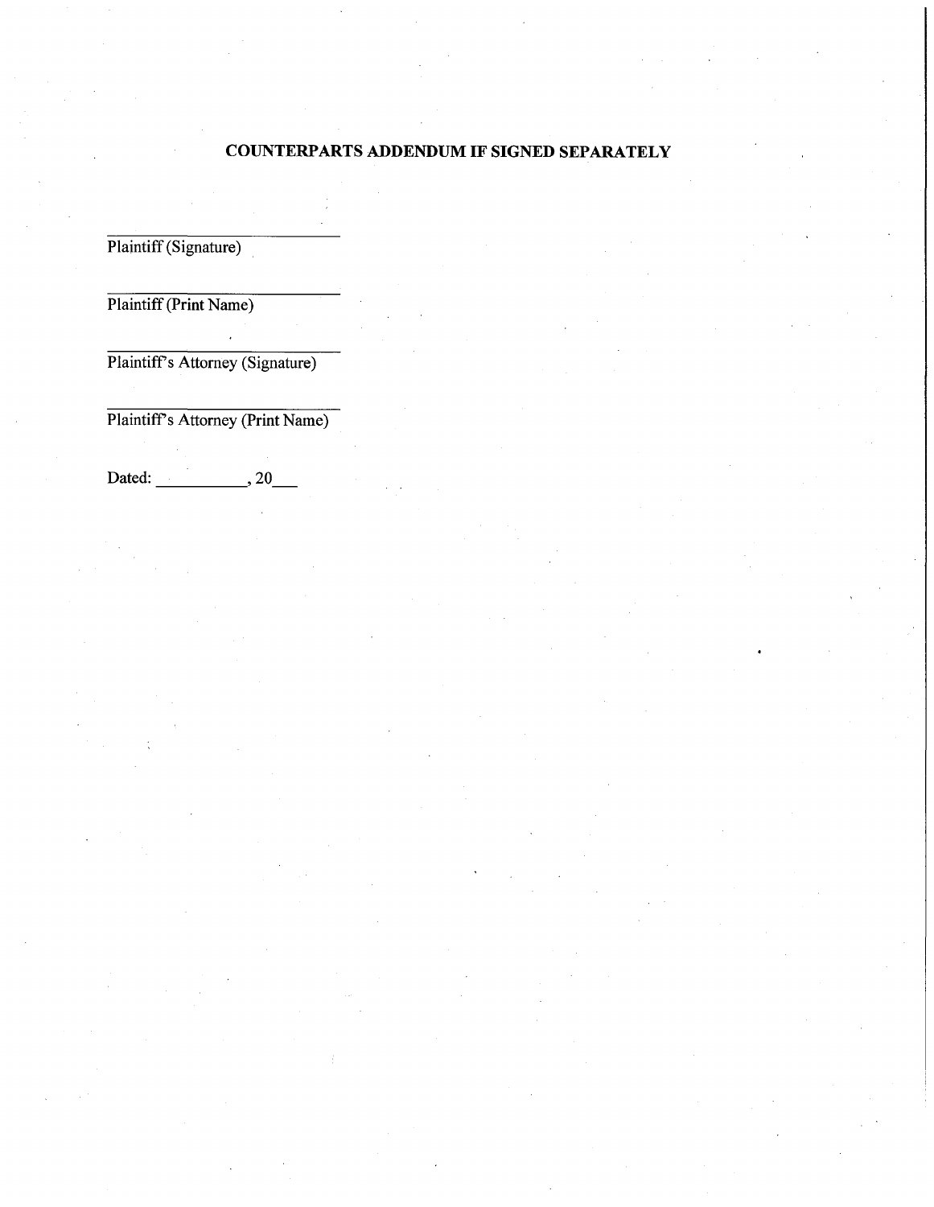## COUNTERPARTS ADDENDUM IF SIGNED SEPARATELY

\_\_\_\_\_\_\_\_\_\_\_\_\_\_\_\_\_\_\_\_\_\_\_\_\_\_\_\_\_\_

Plaintiff (Signature)

\_\_\_\_\_\_\_\_\_\_\_\_\_\_\_\_\_\_\_\_\_\_\_\_\_\_\_\_\_\_

Plaintiff (Print Name)

\_\_\_\_\_\_\_\_\_\_\_\_\_\_\_\_\_\_\_\_\_\_\_\_\_\_\_\_\_\_

Plaintiff's Attorney (Signature)

\_\_\_\_\_\_\_\_\_\_\_\_\_\_\_\_\_\_\_\_\_\_\_\_\_\_\_\_\_\_

Plaintiff's Attorney (Print Name)

Dated: \_\_\_\_\_\_\_\_\_\_\_, 20\_\_\_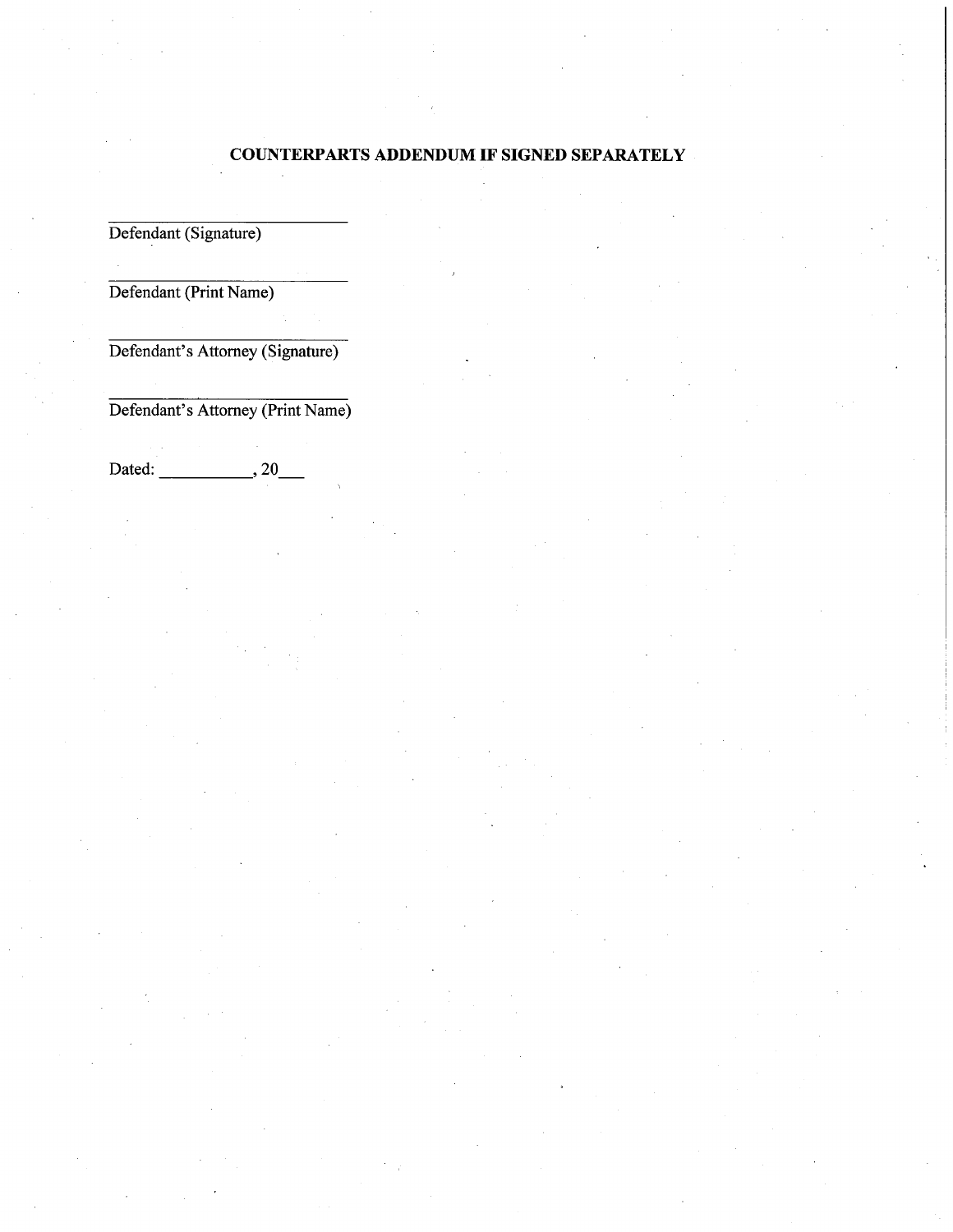## COUNTERPARTS ADDENDUM IF SIGNED SEPARATELY

\_\_\_\_\_\_\_\_\_\_\_\_\_\_\_\_\_\_\_\_\_\_\_\_\_\_\_\_
Defendant (Signature)

\_\_\_\_\_\_\_\_\_\_\_\_\_\_\_\_\_\_\_\_\_\_\_\_\_\_\_\_
Defendant (Print Name)

\_\_\_\_\_\_\_\_\_\_\_\_\_\_\_\_\_\_\_\_\_\_\_\_\_\_\_\_
Defendant's Attorney (Signature)

\_\_\_\_\_\_\_\_\_\_\_\_\_\_\_\_\_\_\_\_\_\_\_\_\_\_\_\_
Defendant's Attorney (Print Name)

Dated: \_\_\_\_\_\_\_\_\_\_\_, 20\_\_\_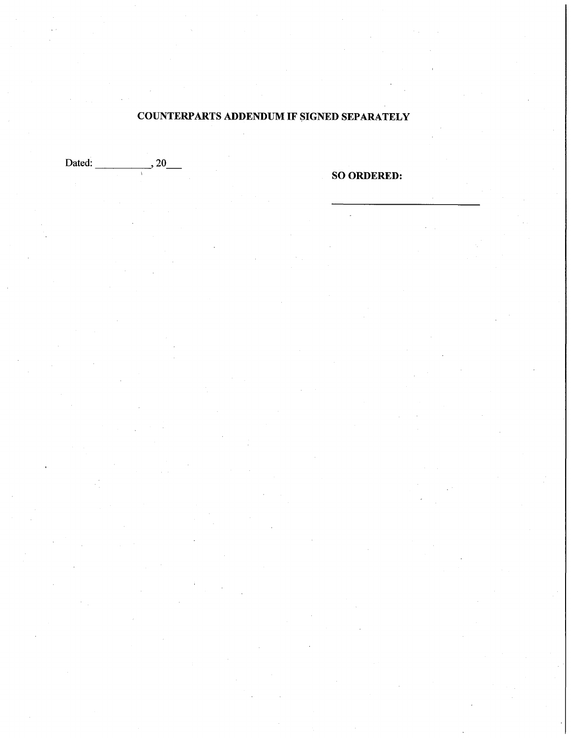**COUNTERPARTS ADDENDUM IF SIGNED SEPARATELY**

Dated: ___________, 20___

**SO ORDERED:**

_____________________________